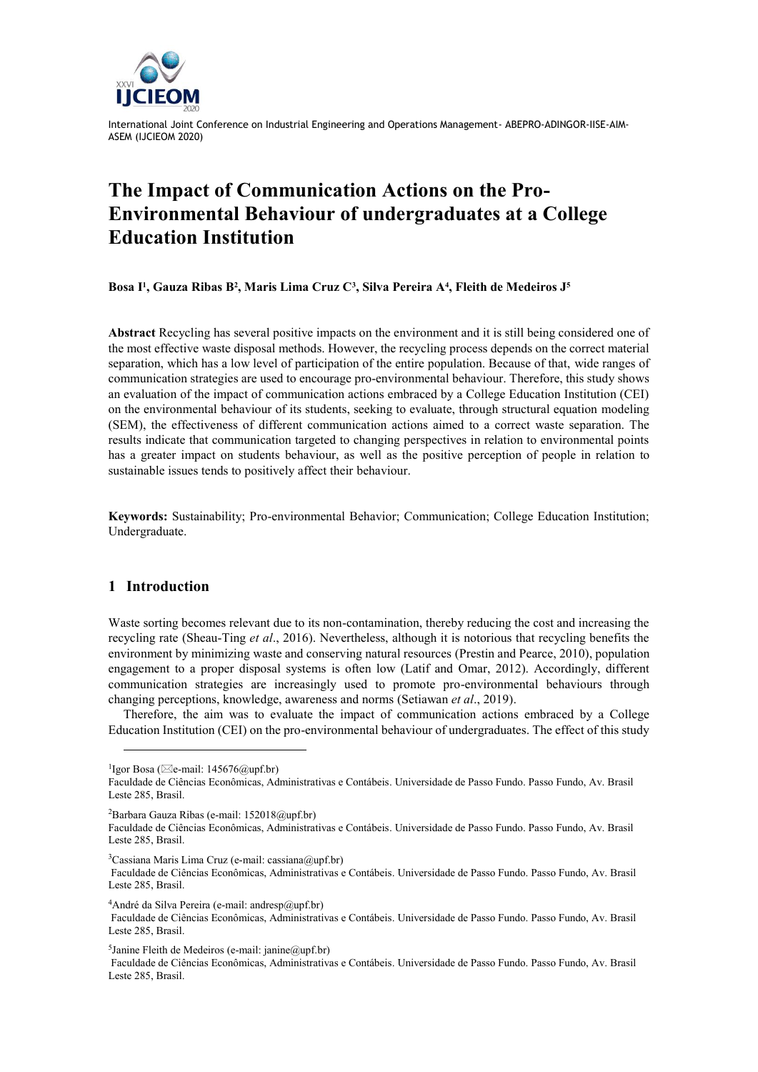# The Impact of Communication Actions on the Pro-Environmental Behaviour of undergraduates at a College Education Institution

**Bosa I[1], Gauza Ribas B[2], Maris Lima Cruz C[3], Silva Pereira A[4], Fleith de Medeiros J[5]**

**Abstract** Recycling has several positive impacts on the environment and it is still being considered one of the most effective waste disposal methods. However, the recycling process depends on the correct material separation, which has a low level of participation of the entire population. Because of that, wide ranges of communication strategies are used to encourage pro-environmental behaviour. Therefore, this study shows an evaluation of the impact of communication actions embraced by a College Education Institution (CEI) on the environmental behaviour of its students, seeking to evaluate, through structural equation modeling (SEM), the effectiveness of different communication actions aimed to a correct waste separation. The results indicate that communication targeted to changing perspectives in relation to environmental points has a greater impact on students behaviour, as well as the positive perception of people in relation to sustainable issues tends to positively affect their behaviour.

**Keywords:** Sustainability; Pro-environmental Behavior; Communication; College Education Institution; Undergraduate.

## 1 Introduction

Waste sorting becomes relevant due to its non-contamination, thereby reducing the cost and increasing the recycling rate (Sheau-Ting *et al*., 2016). Nevertheless, although it is notorious that recycling benefits the environment by minimizing waste and conserving natural resources (Prestin and Pearce, 2010), population engagement to a proper disposal systems is often low (Latif and Omar, 2012). Accordingly, different communication strategies are increasingly used to promote pro-environmental behaviours through changing perceptions, knowledge, awareness and norms (Setiawan *et al*., 2019).

Therefore, the aim was to evaluate the impact of communication actions embraced by a College Education Institution (CEI) on the pro-environmental behaviour of undergraduates. The effect of this study

---

[1]Igor Bosa (✉e-mail: 145676@upf.br)
Faculdade de Ciências Econômicas, Administrativas e Contábeis. Universidade de Passo Fundo. Passo Fundo, Av. Brasil Leste 285, Brasil.

[2]Barbara Gauza Ribas (e-mail: 152018@upf.br)
Faculdade de Ciências Econômicas, Administrativas e Contábeis. Universidade de Passo Fundo. Passo Fundo, Av. Brasil Leste 285, Brasil.

[3]Cassiana Maris Lima Cruz (e-mail: cassiana@upf.br)
Faculdade de Ciências Econômicas, Administrativas e Contábeis. Universidade de Passo Fundo. Passo Fundo, Av. Brasil Leste 285, Brasil.

[4]André da Silva Pereira (e-mail: andresp@upf.br)
Faculdade de Ciências Econômicas, Administrativas e Contábeis. Universidade de Passo Fundo. Passo Fundo, Av. Brasil Leste 285, Brasil.

[5]Janine Fleith de Medeiros (e-mail: janine@upf.br)
Faculdade de Ciências Econômicas, Administrativas e Contábeis. Universidade de Passo Fundo. Passo Fundo, Av. Brasil Leste 285, Brasil.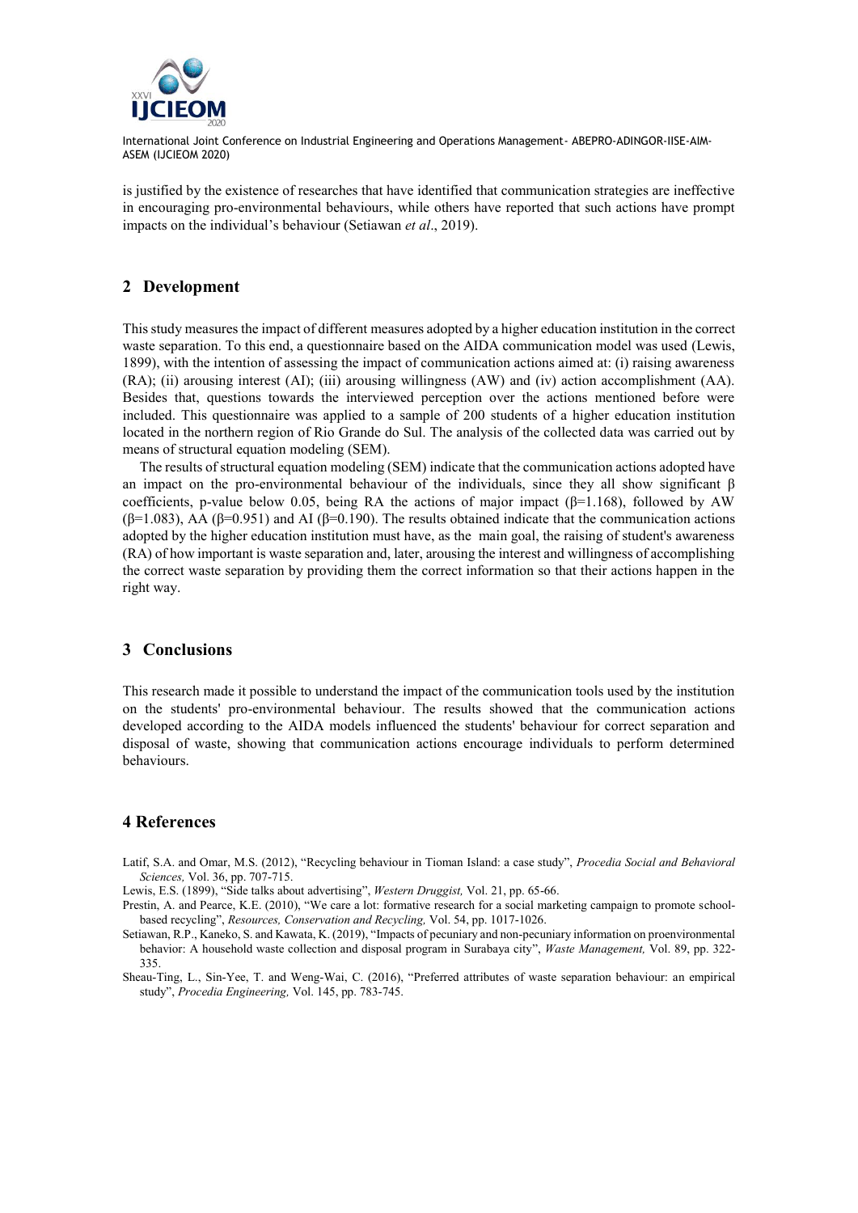is justified by the existence of researches that have identified that communication strategies are ineffective in encouraging pro-environmental behaviours, while others have reported that such actions have prompt impacts on the individual's behaviour (Setiawan *et al*., 2019).

## 2 Development

This study measures the impact of different measures adopted by a higher education institution in the correct waste separation. To this end, a questionnaire based on the AIDA communication model was used (Lewis, 1899), with the intention of assessing the impact of communication actions aimed at: (i) raising awareness (RA); (ii) arousing interest (AI); (iii) arousing willingness (AW) and (iv) action accomplishment (AA). Besides that, questions towards the interviewed perception over the actions mentioned before were included. This questionnaire was applied to a sample of 200 students of a higher education institution located in the northern region of Rio Grande do Sul. The analysis of the collected data was carried out by means of structural equation modeling (SEM).

The results of structural equation modeling (SEM) indicate that the communication actions adopted have an impact on the pro-environmental behaviour of the individuals, since they all show significant $\beta$ coefficients, p-value below 0.05, being RA the actions of major impact ($\beta$=1.168), followed by AW ($\beta$=1.083), AA ($\beta$=0.951) and AI ($\beta$=0.190). The results obtained indicate that the communication actions adopted by the higher education institution must have, as the main goal, the raising of student's awareness (RA) of how important is waste separation and, later, arousing the interest and willingness of accomplishing the correct waste separation by providing them the correct information so that their actions happen in the right way.

## 3 Conclusions

This research made it possible to understand the impact of the communication tools used by the institution on the students' pro-environmental behaviour. The results showed that the communication actions developed according to the AIDA models influenced the students' behaviour for correct separation and disposal of waste, showing that communication actions encourage individuals to perform determined behaviours.

## 4 References

Latif, S.A. and Omar, M.S. (2012), "Recycling behaviour in Tioman Island: a case study", *Procedia Social and Behavioral Sciences,* Vol. 36, pp. 707-715.

Lewis, E.S. (1899), "Side talks about advertising", *Western Druggist,* Vol. 21, pp. 65-66.

Prestin, A. and Pearce, K.E. (2010), "We care a lot: formative research for a social marketing campaign to promote school-based recycling", *Resources, Conservation and Recycling,* Vol. 54, pp. 1017-1026.

Setiawan, R.P., Kaneko, S. and Kawata, K. (2019), "Impacts of pecuniary and non-pecuniary information on proenvironmental behavior: A household waste collection and disposal program in Surabaya city", *Waste Management,* Vol. 89, pp. 322-335.

Sheau-Ting, L., Sin-Yee, T. and Weng-Wai, C. (2016), "Preferred attributes of waste separation behaviour: an empirical study", *Procedia Engineering,* Vol. 145, pp. 783-745.